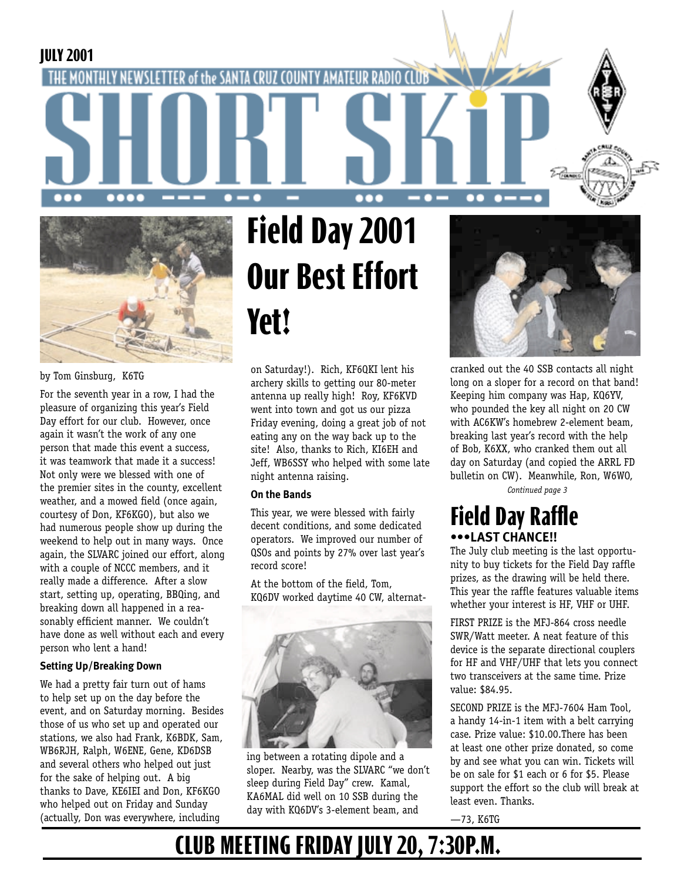JULY 2001

THE MONTHLY NEWSLETTER of the SANTA CRUZ COUNTY AMATEUR RADIO CLUB

# SHORT SKiP

# Field Day 2001 Our Best Effort Yet!

by Tom Ginsburg, K6TG

For the seventh year in a row, I had the pleasure of organizing this year's Field Day effort for our club. However, once again it wasn't the work of any one person that made this event a success, it was teamwork that made it a success! Not only were we blessed with one of the premier sites in the county, excellent weather, and a mowed field (once again, courtesy of Don, KF6KGO), but also we had numerous people show up during the weekend to help out in many ways. Once again, the SLVARC joined our effort, along with a couple of NCCC members, and it really made a difference. After a slow start, setting up, operating, BBQing, and breaking down all happened in a reasonably efficient manner. We couldn't have done as well without each and every person who lent a hand!

### Setting Up/Breaking Down

We had a pretty fair turn out of hams to help set up on the day before the event, and on Saturday morning. Besides those of us who set up and operated our stations, we also had Frank, K6BDK, Sam, WB6RJH, Ralph, W6ENE, Gene, KD6DSB and several others who helped out just for the sake of helping out. A big thanks to Dave, KE6IEI and Don, KF6KGO who helped out on Friday and Sunday (actually, Don was everywhere, including on Saturday!). Rich, KF6QKI lent his archery skills to getting our 80-meter antenna up really high! Roy, KF6KVD went into town and got us our pizza Friday evening, doing a great job of not eating any on the way back up to the site! Also, thanks to Rich, KI6EH and Jeff, WB6SSY who helped with some late night antenna raising.

### On the Bands

This year, we were blessed with fairly decent conditions, and some dedicated operators. We improved our number of QSOs and points by 27% over last year's record score!

At the bottom of the field, Tom, KQ6DV worked daytime 40 CW, alternating between a rotating dipole and a sloper. Nearby, was the SLVARC "we don't sleep during Field Day" crew. Kamal, KA6MAL did well on 10 SSB during the day with KQ6DV's 3-element beam, and cranked out the 40 SSB contacts all night long on a sloper for a record on that band! Keeping him company was Hap, KQ6YV, who pounded the key all night on 20 CW with AC6KW's homebrew 2-element beam, breaking last year's record with the help of Bob, K6XX, who cranked them out all day on Saturday (and copied the ARRL FD bulletin on CW). Meanwhile, Ron, W6WO,

*Continued page 3*

# Field Day Raffle

**•••LAST CHANCE!!**

The July club meeting is the last opportunity to buy tickets for the Field Day raffle prizes, as the drawing will be held there. This year the raffle features valuable items whether your interest is HF, VHF or UHF.

FIRST PRIZE is the MFJ-864 cross needle SWR/Watt meeter. A neat feature of this device is the separate directional couplers for HF and VHF/UHF that lets you connect two transceivers at the same time. Prize value: $84.95.

SECOND PRIZE is the MFJ-7604 Ham Tool, a handy 14-in-1 item with a belt carrying case. Prize value: $10.00.There has been at least one other prize donated, so come by and see what you can win. Tickets will be on sale for $1 each or 6 for $5. Please support the effort so the club will break at least even. Thanks.

—73, K6TG

## CLUB MEETING FRIDAY JULY 20, 7:30P.M.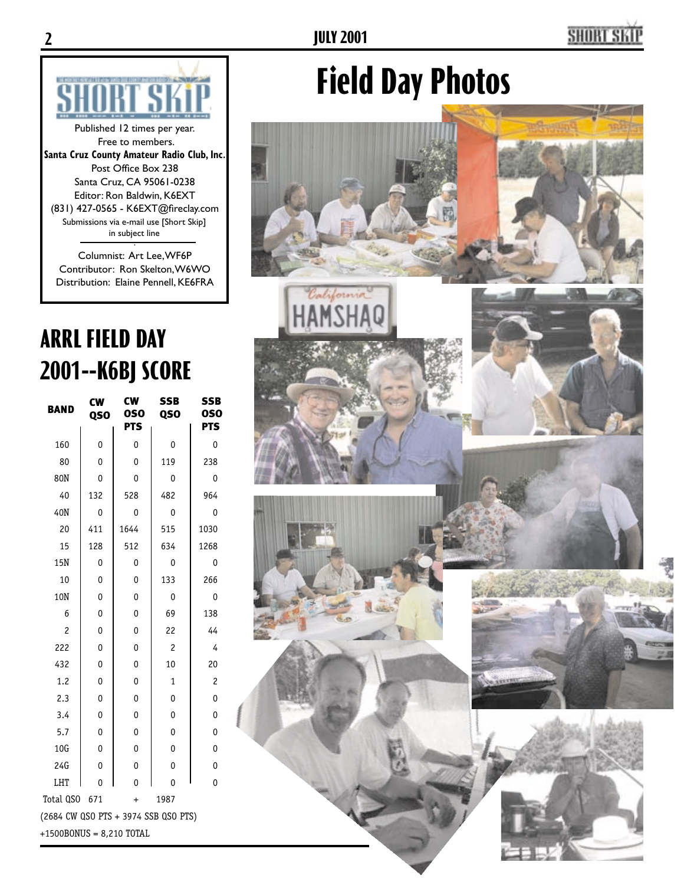**SHORT SKIP**

Published 12 times per year.
Free to members.
**Santa Cruz County Amateur Radio Club, Inc.**
Post Office Box 238
Santa Cruz, CA 95061-0238
Editor: Ron Baldwin, K6EXT
(831) 427-0565 - K6EXT@fireclay.com
Submissions via e-mail use [Short Skip] in subject line

Columnist: Art Lee, WF6P
Contributor: Ron Skelton, W6WO
Distribution: Elaine Pennell, KE6FRA

# Field Day Photos

## ARRL FIELD DAY 2001--K6BJ SCORE

| BAND | CW QSO | CW QSO PTS | SSB QSO | SSB QSO PTS |
|---|---|---|---|---|
| 160 | 0 | 0 | 0 | 0 |
| 80 | 0 | 0 | 119 | 238 |
| 80N | 0 | 0 | 0 | 0 |
| 40 | 132 | 528 | 482 | 964 |
| 40N | 0 | 0 | 0 | 0 |
| 20 | 411 | 1644 | 515 | 1030 |
| 15 | 128 | 512 | 634 | 1268 |
| 15N | 0 | 0 | 0 | 0 |
| 10 | 0 | 0 | 133 | 266 |
| 10N | 0 | 0 | 0 | 0 |
| 6 | 0 | 0 | 69 | 138 |
| 2 | 0 | 0 | 22 | 44 |
| 222 | 0 | 0 | 2 | 4 |
| 432 | 0 | 0 | 10 | 20 |
| 1.2 | 0 | 0 | 1 | 2 |
| 2.3 | 0 | 0 | 0 | 0 |
| 3.4 | 0 | 0 | 0 | 0 |
| 5.7 | 0 | 0 | 0 | 0 |
| 10G | 0 | 0 | 0 | 0 |
| 24G | 0 | 0 | 0 | 0 |
| LHT | 0 | 0 | 0 | 0 |

Total QSO 671 + 1987

(2684 CW QSO PTS + 3974 SSB QSO PTS)

+1500BONUS = 8,210 TOTAL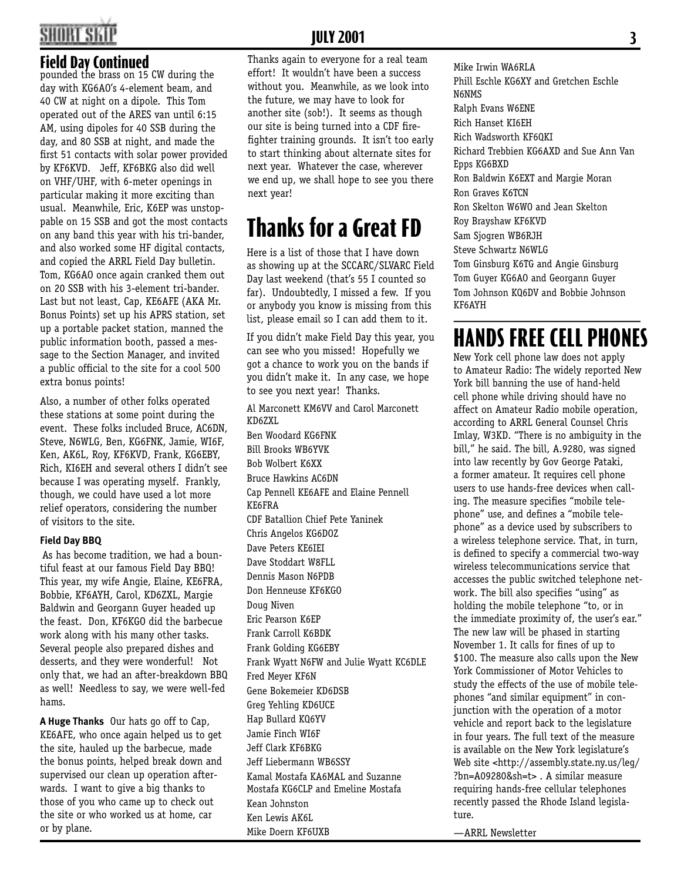## Field Day Continued

pounded the brass on 15 CW during the day with KG6AO's 4-element beam, and 40 CW at night on a dipole. This Tom operated out of the ARES van until 6:15 AM, using dipoles for 40 SSB during the day, and 80 SSB at night, and made the first 51 contacts with solar power provided by KF6KVD. Jeff, KF6BKG also did well on VHF/UHF, with 6-meter openings in particular making it more exciting than usual. Meanwhile, Eric, K6EP was unstoppable on 15 SSB and got the most contacts on any band this year with his tri-bander, and also worked some HF digital contacts, and copied the ARRL Field Day bulletin. Tom, KG6AO once again cranked them out on 20 SSB with his 3-element tri-bander. Last but not least, Cap, KE6AFE (AKA Mr. Bonus Points) set up his APRS station, set up a portable packet station, manned the public information booth, passed a message to the Section Manager, and invited a public official to the site for a cool 500 extra bonus points!

Also, a number of other folks operated these stations at some point during the event. These folks included Bruce, AC6DN, Steve, N6WLG, Ben, KG6FNK, Jamie, WI6F, Ken, AK6L, Roy, KF6KVD, Frank, KG6EBY, Rich, KI6EH and several others I didn't see because I was operating myself. Frankly, though, we could have used a lot more relief operators, considering the number of visitors to the site.

### Field Day BBQ

As has become tradition, we had a bountiful feast at our famous Field Day BBQ! This year, my wife Angie, Elaine, KE6FRA, Bobbie, KF6AYH, Carol, KD6ZXL, Margie Baldwin and Georgann Guyer headed up the feast. Don, KF6KGO did the barbecue work along with his many other tasks. Several people also prepared dishes and desserts, and they were wonderful! Not only that, we had an after-breakdown BBQ as well! Needless to say, we were well-fed hams.

**A Huge Thanks** Our hats go off to Cap, KE6AFE, who once again helped us to get the site, hauled up the barbecue, made the bonus points, helped break down and supervised our clean up operation afterwards. I want to give a big thanks to those of you who came up to check out the site or who worked us at home, car or by plane.

Thanks again to everyone for a real team effort! It wouldn't have been a success without you. Meanwhile, as we look into the future, we may have to look for another site (sob!). It seems as though our site is being turned into a CDF firefighter training grounds. It isn't too early to start thinking about alternate sites for next year. Whatever the case, wherever we end up, we shall hope to see you there next year!

# Thanks for a Great FD

Here is a list of those that I have down as showing up at the SCCARC/SLVARC Field Day last weekend (that's 55 I counted so far). Undoubtedly, I missed a few. If you or anybody you know is missing from this list, please email so I can add them to it.

If you didn't make Field Day this year, you can see who you missed! Hopefully we got a chance to work you on the bands if you didn't make it. In any case, we hope to see you next year! Thanks.

Al Marconett KM6VV and Carol Marconett KD6ZXL
Ben Woodard KG6FNK
Bill Brooks WB6YVK
Bob Wolbert K6XX
Bruce Hawkins AC6DN
Cap Pennell KE6AFE and Elaine Pennell KE6FRA
CDF Batallion Chief Pete Yaninek
Chris Angelos KG6DOZ
Dave Peters KE6IEI
Dave Stoddart W8FLL
Dennis Mason N6PDB
Don Henneuse KF6KGO
Doug Niven
Eric Pearson K6EP
Frank Carroll K6BDK
Frank Golding KG6EBY
Frank Wyatt N6FW and Julie Wyatt KC6DLE
Fred Meyer KF6N
Gene Bokemeier KD6DSB
Greg Yehling KD6UCE
Hap Bullard KQ6YV
Jamie Finch WI6F
Jeff Clark KF6BKG
Jeff Liebermann WB6SSY
Kamal Mostafa KA6MAL and Suzanne Mostafa KG6CLP and Emeline Mostafa
Kean Johnston
Ken Lewis AK6L
Mike Doern KF6UXB
Mike Irwin WA6RLA
Phill Eschle KG6XY and Gretchen Eschle N6NMS
Ralph Evans W6ENE
Rich Hanset KI6EH
Rich Wadsworth KF6QKI
Richard Trebbien KG6AXD and Sue Ann Van Epps KG6BXD
Ron Baldwin K6EXT and Margie Moran
Ron Graves K6TCN
Ron Skelton W6WO and Jean Skelton
Roy Brayshaw KF6KVD
Sam Sjogren WB6RJH
Steve Schwartz N6WLG
Tom Ginsburg K6TG and Angie Ginsburg
Tom Guyer KG6AO and Georgann Guyer
Tom Johnson KQ6DV and Bobbie Johnson KF6AYH

# HANDS FREE CELL PHONES

New York cell phone law does not apply to Amateur Radio: The widely reported New York bill banning the use of hand-held cell phone while driving should have no affect on Amateur Radio mobile operation, according to ARRL General Counsel Chris Imlay, W3KD. "There is no ambiguity in the bill," he said. The bill, A.9280, was signed into law recently by Gov George Pataki, a former amateur. It requires cell phone users to use hands-free devices when calling. The measure specifies "mobile telephone" use, and defines a "mobile telephone" as a device used by subscribers to a wireless telephone service. That, in turn, is defined to specify a commercial two-way wireless telecommunications service that accesses the public switched telephone network. The bill also specifies "using" as holding the mobile telephone "to, or in the immediate proximity of, the user's ear." The new law will be phased in starting November 1. It calls for fines of up to $100. The measure also calls upon the New York Commissioner of Motor Vehicles to study the effects of the use of mobile telephones "and similar equipment" in conjunction with the operation of a motor vehicle and report back to the legislature in four years. The full text of the measure is available on the New York legislature's Web site <http://assembly.state.ny.us/leg/?bn=A09280&sh=t> . A similar measure requiring hands-free cellular telephones recently passed the Rhode Island legislature.

—ARRL Newsletter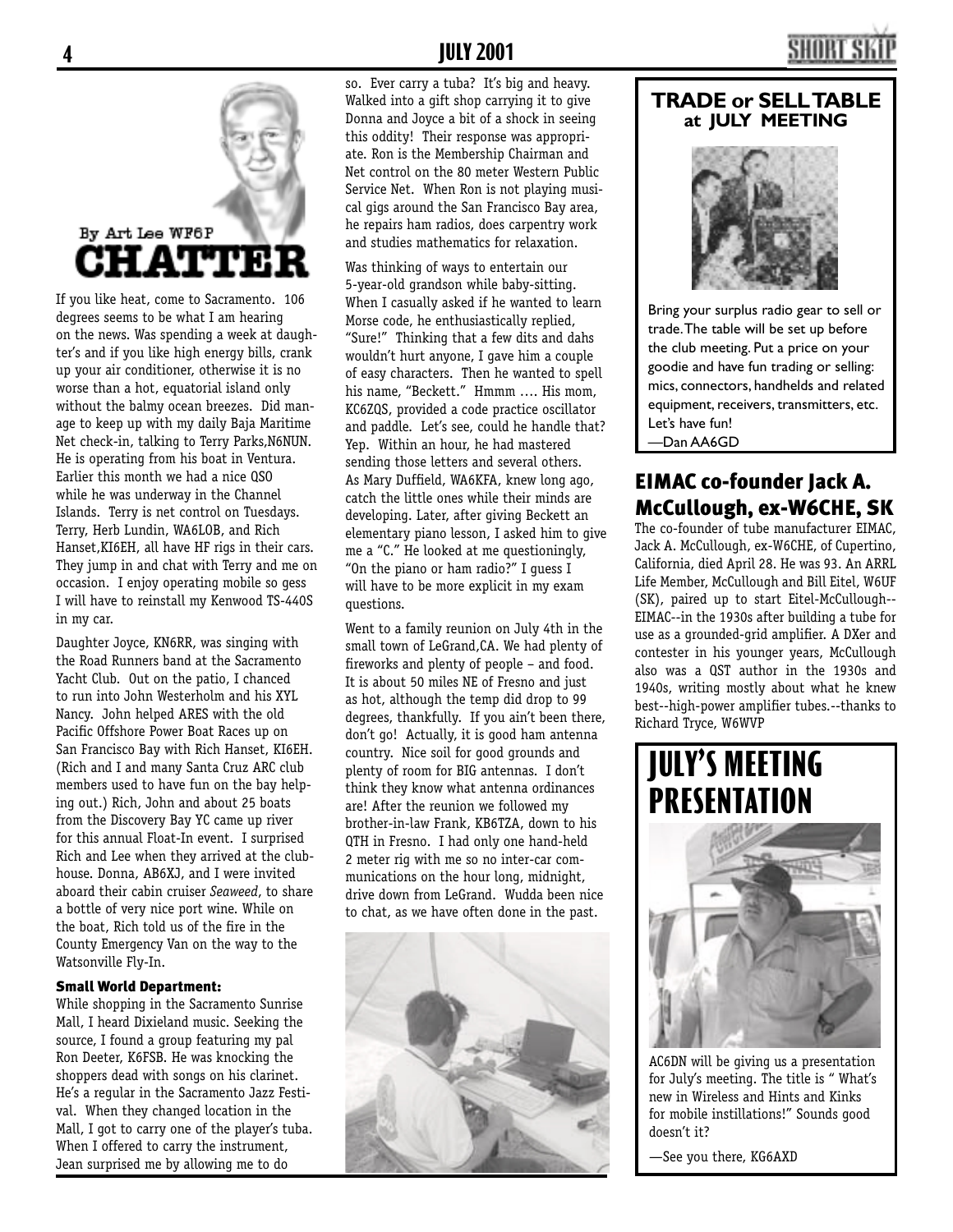# CHATTER

By Art Lee WF6P

If you like heat, come to Sacramento. 106 degrees seems to be what I am hearing on the news. Was spending a week at daughter's and if you like high energy bills, crank up your air conditioner, otherwise it is no worse than a hot, equatorial island only without the balmy ocean breezes. Did manage to keep up with my daily Baja Maritime Net check-in, talking to Terry Parks,N6NUN. He is operating from his boat in Ventura. Earlier this month we had a nice QSO while he was underway in the Channel Islands. Terry is net control on Tuesdays. Terry, Herb Lundin, WA6LOB, and Rich Hanset,KI6EH, all have HF rigs in their cars. They jump in and chat with Terry and me on occasion. I enjoy operating mobile so gess I will have to reinstall my Kenwood TS-440S in my car.

Daughter Joyce, KN6RR, was singing with the Road Runners band at the Sacramento Yacht Club. Out on the patio, I chanced to run into John Westerholm and his XYL Nancy. John helped ARES with the old Pacific Offshore Power Boat Races up on San Francisco Bay with Rich Hanset, KI6EH. (Rich and I and many Santa Cruz ARC club members used to have fun on the bay helping out.) Rich, John and about 25 boats from the Discovery Bay YC came up river for this annual Float-In event. I surprised Rich and Lee when they arrived at the clubhouse. Donna, AB6XJ, and I were invited aboard their cabin cruiser *Seaweed*, to share a bottle of very nice port wine. While on the boat, Rich told us of the fire in the County Emergency Van on the way to the Watsonville Fly-In.

### Small World Department:

While shopping in the Sacramento Sunrise Mall, I heard Dixieland music. Seeking the source, I found a group featuring my pal Ron Deeter, K6FSB. He was knocking the shoppers dead with songs on his clarinet. He's a regular in the Sacramento Jazz Festival. When they changed location in the Mall, I got to carry one of the player's tuba. When I offered to carry the instrument, Jean surprised me by allowing me to do so. Ever carry a tuba? It's big and heavy. Walked into a gift shop carrying it to give Donna and Joyce a bit of a shock in seeing this oddity! Their response was appropriate. Ron is the Membership Chairman and Net control on the 80 meter Western Public Service Net. When Ron is not playing musical gigs around the San Francisco Bay area, he repairs ham radios, does carpentry work and studies mathematics for relaxation.

Was thinking of ways to entertain our 5-year-old grandson while baby-sitting. When I casually asked if he wanted to learn Morse code, he enthusiastically replied, "Sure!" Thinking that a few dits and dahs wouldn't hurt anyone, I gave him a couple of easy characters. Then he wanted to spell his name, "Beckett." Hmmm …. His mom, KC6ZQS, provided a code practice oscillator and paddle. Let's see, could he handle that? Yep. Within an hour, he had mastered sending those letters and several others. As Mary Duffield, WA6KFA, knew long ago, catch the little ones while their minds are developing. Later, after giving Beckett an elementary piano lesson, I asked him to give me a "C." He looked at me questioningly, "On the piano or ham radio?" I guess I will have to be more explicit in my exam questions.

Went to a family reunion on July 4th in the small town of LeGrand,CA. We had plenty of fireworks and plenty of people – and food. It is about 50 miles NE of Fresno and just as hot, although the temp did drop to 99 degrees, thankfully. If you ain't been there, don't go! Actually, it is good ham antenna country. Nice soil for good grounds and plenty of room for BIG antennas. I don't think they know what antenna ordinances are! After the reunion we followed my brother-in-law Frank, KB6TZA, down to his QTH in Fresno. I had only one hand-held 2 meter rig with me so no inter-car communications on the hour long, midnight, drive down from LeGrand. Wudda been nice to chat, as we have often done in the past.

## TRADE or SELL TABLE at JULY MEETING

Bring your surplus radio gear to sell or trade. The table will be set up before the club meeting. Put a price on your goodie and have fun trading or selling: mics, connectors, handhelds and related equipment, receivers, transmitters, etc. Let's have fun!

—Dan AA6GD

## EIMAC co-founder Jack A. McCullough, ex-W6CHE, SK

The co-founder of tube manufacturer EIMAC, Jack A. McCullough, ex-W6CHE, of Cupertino, California, died April 28. He was 93. An ARRL Life Member, McCullough and Bill Eitel, W6UF (SK), paired up to start Eitel-McCullough--EIMAC--in the 1930s after building a tube for use as a grounded-grid amplifier. A DXer and contester in his younger years, McCullough also was a QST author in the 1930s and 1940s, writing mostly about what he knew best--high-power amplifier tubes.--thanks to Richard Tryce, W6WVP

## JULY'S MEETING PRESENTATION

AC6DN will be giving us a presentation for July's meeting. The title is " What's new in Wireless and Hints and Kinks for mobile instillations!" Sounds good doesn't it?

—See you there, KG6AXD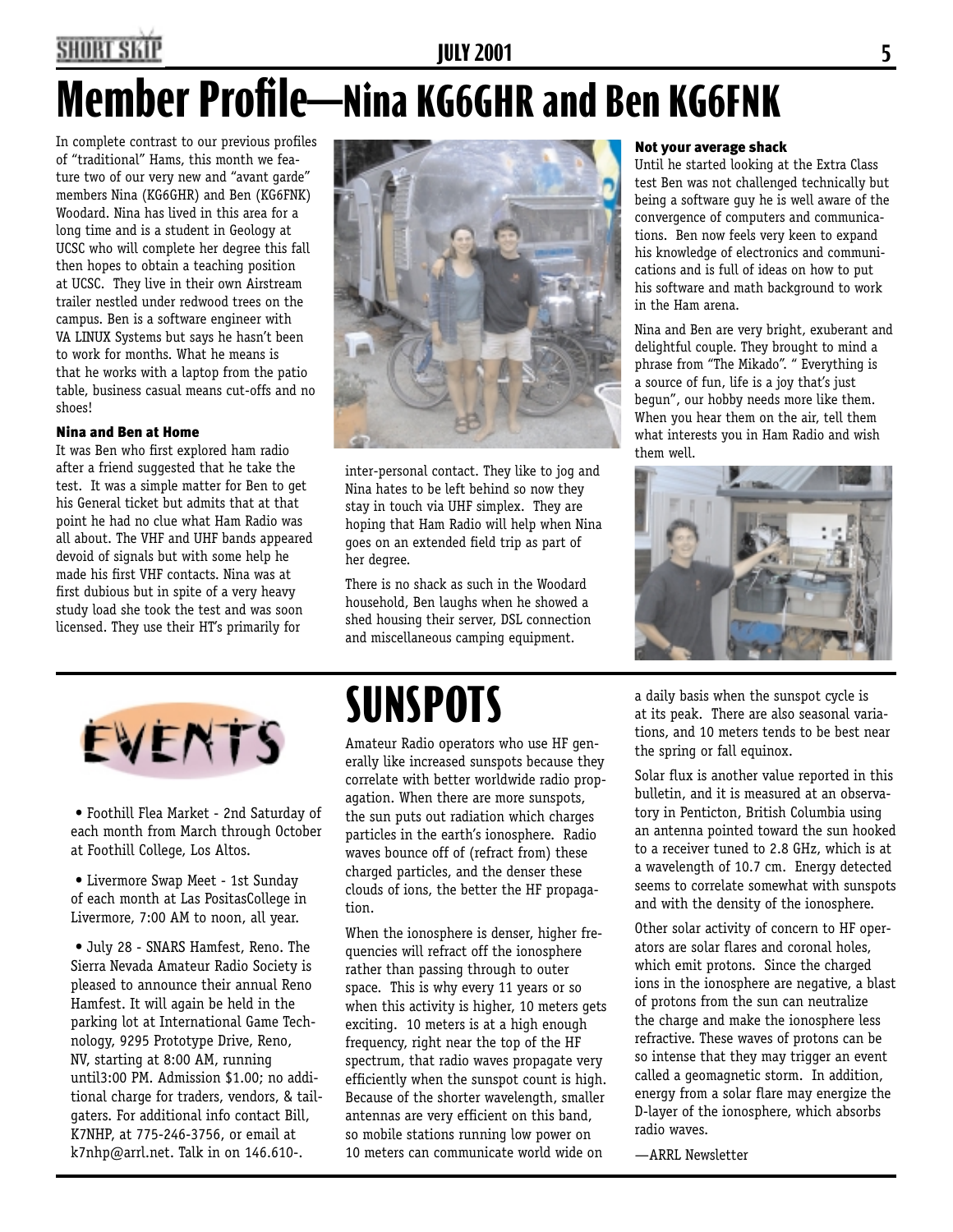# Member Profile—Nina KG6GHR and Ben KG6FNK

In complete contrast to our previous profiles of "traditional" Hams, this month we feature two of our very new and "avant garde" members Nina (KG6GHR) and Ben (KG6FNK) Woodard. Nina has lived in this area for a long time and is a student in Geology at UCSC who will complete her degree this fall then hopes to obtain a teaching position at UCSC. They live in their own Airstream trailer nestled under redwood trees on the campus. Ben is a software engineer with VA LINUX Systems but says he hasn't been to work for months. What he means is that he works with a laptop from the patio table, business casual means cut-offs and no shoes!

### Nina and Ben at Home

It was Ben who first explored ham radio after a friend suggested that he take the test. It was a simple matter for Ben to get his General ticket but admits that at that point he had no clue what Ham Radio was all about. The VHF and UHF bands appeared devoid of signals but with some help he made his first VHF contacts. Nina was at first dubious but in spite of a very heavy study load she took the test and was soon licensed. They use their HT's primarily for inter-personal contact. They like to jog and Nina hates to be left behind so now they stay in touch via UHF simplex. They are hoping that Ham Radio will help when Nina goes on an extended field trip as part of her degree.

There is no shack as such in the Woodard household, Ben laughs when he showed a shed housing their server, DSL connection and miscellaneous camping equipment.

### Not your average shack

Until he started looking at the Extra Class test Ben was not challenged technically but being a software guy he is well aware of the convergence of computers and communications. Ben now feels very keen to expand his knowledge of electronics and communications and is full of ideas on how to put his software and math background to work in the Ham arena.

Nina and Ben are very bright, exuberant and delightful couple. They brought to mind a phrase from "The Mikado". " Everything is a source of fun, life is a joy that's just begun", our hobby needs more like them. When you hear them on the air, tell them what interests you in Ham Radio and wish them well.

## EVENTS

- Foothill Flea Market - 2nd Saturday of each month from March through October at Foothill College, Los Altos.
- Livermore Swap Meet - 1st Sunday of each month at Las PositasCollege in Livermore, 7:00 AM to noon, all year.
- July 28 - SNARS Hamfest, Reno. The Sierra Nevada Amateur Radio Society is pleased to announce their annual Reno Hamfest. It will again be held in the parking lot at International Game Technology, 9295 Prototype Drive, Reno, NV, starting at 8:00 AM, running until3:00 PM. Admission $1.00; no additional charge for traders, vendors, & tailgaters. For additional info contact Bill, K7NHP, at 775-246-3756, or email at k7nhp@arrl.net. Talk in on 146.610-.

# SUNSPOTS

Amateur Radio operators who use HF generally like increased sunspots because they correlate with better worldwide radio propagation. When there are more sunspots, the sun puts out radiation which charges particles in the earth's ionosphere. Radio waves bounce off of (refract from) these charged particles, and the denser these clouds of ions, the better the HF propagation.

When the ionosphere is denser, higher frequencies will refract off the ionosphere rather than passing through to outer space. This is why every 11 years or so when this activity is higher, 10 meters gets exciting. 10 meters is at a high enough frequency, right near the top of the HF spectrum, that radio waves propagate very efficiently when the sunspot count is high. Because of the shorter wavelength, smaller antennas are very efficient on this band, so mobile stations running low power on 10 meters can communicate world wide on a daily basis when the sunspot cycle is at its peak. There are also seasonal variations, and 10 meters tends to be best near the spring or fall equinox.

Solar flux is another value reported in this bulletin, and it is measured at an observatory in Penticton, British Columbia using an antenna pointed toward the sun hooked to a receiver tuned to 2.8 GHz, which is at a wavelength of 10.7 cm. Energy detected seems to correlate somewhat with sunspots and with the density of the ionosphere.

Other solar activity of concern to HF operators are solar flares and coronal holes, which emit protons. Since the charged ions in the ionosphere are negative, a blast of protons from the sun can neutralize the charge and make the ionosphere less refractive. These waves of protons can be so intense that they may trigger an event called a geomagnetic storm. In addition, energy from a solar flare may energize the D-layer of the ionosphere, which absorbs radio waves.

—ARRL Newsletter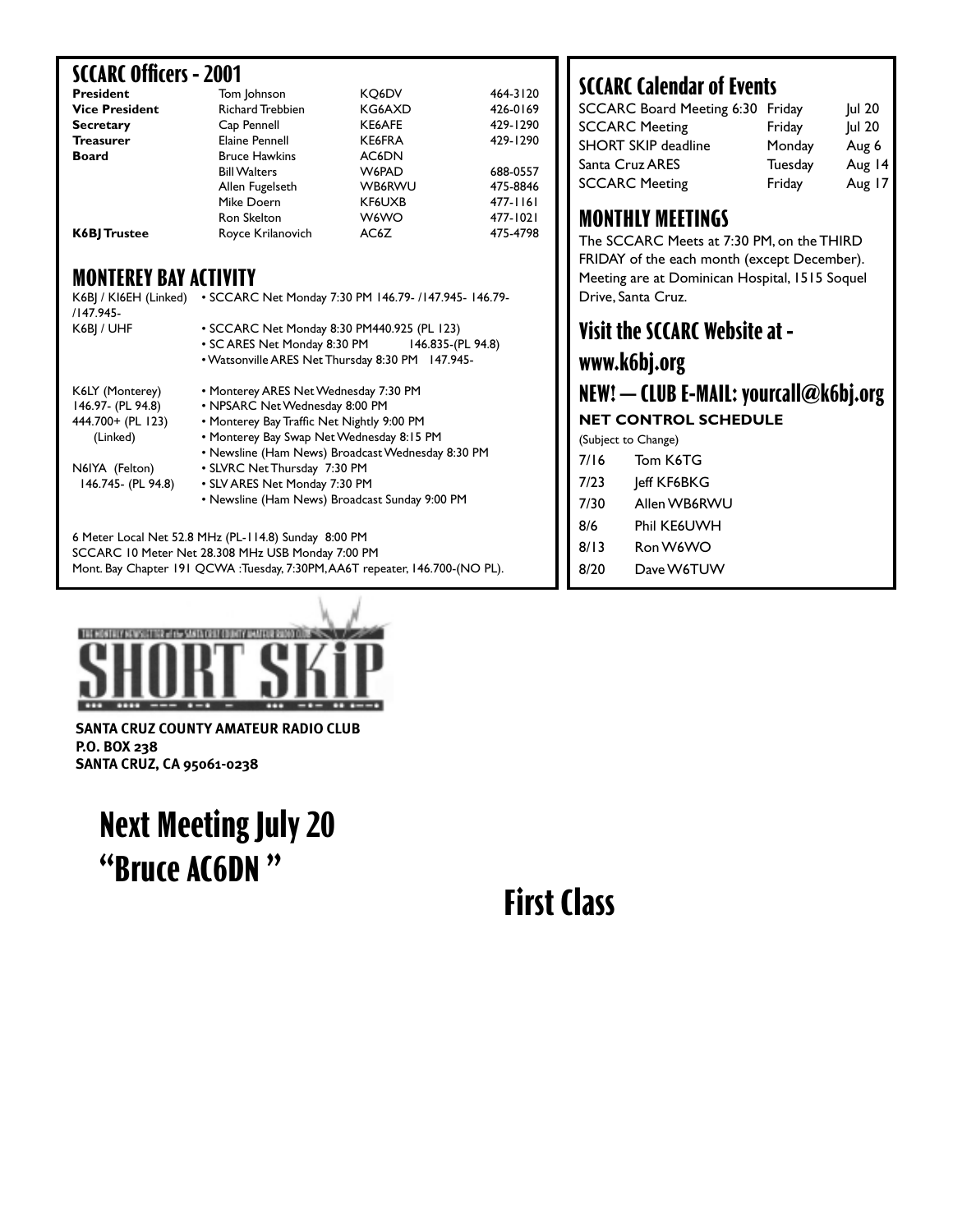## SCCARC Officers - 2001

| | | | |
|---|---|---|---|
| **President** | Tom Johnson | KQ6DV | 464-3120 |
| **Vice President** | Richard Trebbien | KG6AXD | 426-0169 |
| **Secretary** | Cap Pennell | KE6AFE | 429-1290 |
| **Treasurer** | Elaine Pennell | KE6FRA | 429-1290 |
| **Board** | Bruce Hawkins | AC6DN | |
| | Bill Walters | W6PAD | 688-0557 |
| | Allen Fugelseth | WB6RWU | 475-8846 |
| | Mike Doern | KF6UXB | 477-1161 |
| | Ron Skelton | W6WO | 477-1021 |
| **K6BJ Trustee** | Royce Krilanovich | AC6Z | 475-4798 |

## MONTEREY BAY ACTIVITY

K6BJ / KI6EH (Linked) /147.945-
- SCCARC Net Monday 7:30 PM 146.79- /147.945- 146.79-

K6BJ / UHF
- SCCARC Net Monday 8:30 PM440.925 (PL 123)
- SC ARES Net Monday 8:30 PM 146.835-(PL 94.8)
- Watsonville ARES Net Thursday 8:30 PM 147.945-

K6LY (Monterey) 146.97- (PL 94.8) 444.700+ (PL 123) (Linked)
- Monterey ARES Net Wednesday 7:30 PM
- NPSARC Net Wednesday 8:00 PM
- Monterey Bay Traffic Net Nightly 9:00 PM
- Monterey Bay Swap Net Wednesday 8:15 PM
- Newsline (Ham News) Broadcast Wednesday 8:30 PM

N6IYA (Felton) 146.745- (PL 94.8)
- SLVRC Net Thursday 7:30 PM
- SLV ARES Net Monday 7:30 PM
- Newsline (Ham News) Broadcast Sunday 9:00 PM

6 Meter Local Net 52.8 MHz (PL-114.8) Sunday 8:00 PM
SCCARC 10 Meter Net 28.308 MHz USB Monday 7:00 PM
Mont. Bay Chapter 191 QCWA :Tuesday, 7:30PM, AA6T repeater, 146.700-(NO PL).

## SCCARC Calendar of Events

| | | |
|---|---|---|
| SCCARC Board Meeting 6:30 | Friday | Jul 20 |
| SCCARC Meeting | Friday | Jul 20 |
| SHORT SKIP deadline | Monday | Aug 6 |
| Santa Cruz ARES | Tuesday | Aug 14 |
| SCCARC Meeting | Friday | Aug 17 |

## MONTHLY MEETINGS

The SCCARC Meets at 7:30 PM, on the THIRD FRIDAY of the each month (except December). Meeting are at Dominican Hospital, 1515 Soquel Drive, Santa Cruz.

## Visit the SCCARC Website at - www.k6bj.org

## NEW! — CLUB E-MAIL: yourcall@k6bj.org

**NET CONTROL SCHEDULE**

(Subject to Change)

| | |
|---|---|
| 7/16 | Tom K6TG |
| 7/23 | Jeff KF6BKG |
| 7/30 | Allen WB6RWU |
| 8/6 | Phil KE6UWH |
| 8/13 | Ron W6WO |
| 8/20 | Dave W6TUW |

THE MONTHLY NEWSLETTER of the SANTA CRUZ COUNTY AMATEUR RADIO CLUB

# SHORT SKIP

**SANTA CRUZ COUNTY AMATEUR RADIO CLUB**
**P.O. BOX 238**
**SANTA CRUZ, CA 95061-0238**

# Next Meeting July 20
# "Bruce AC6DN "

# First Class